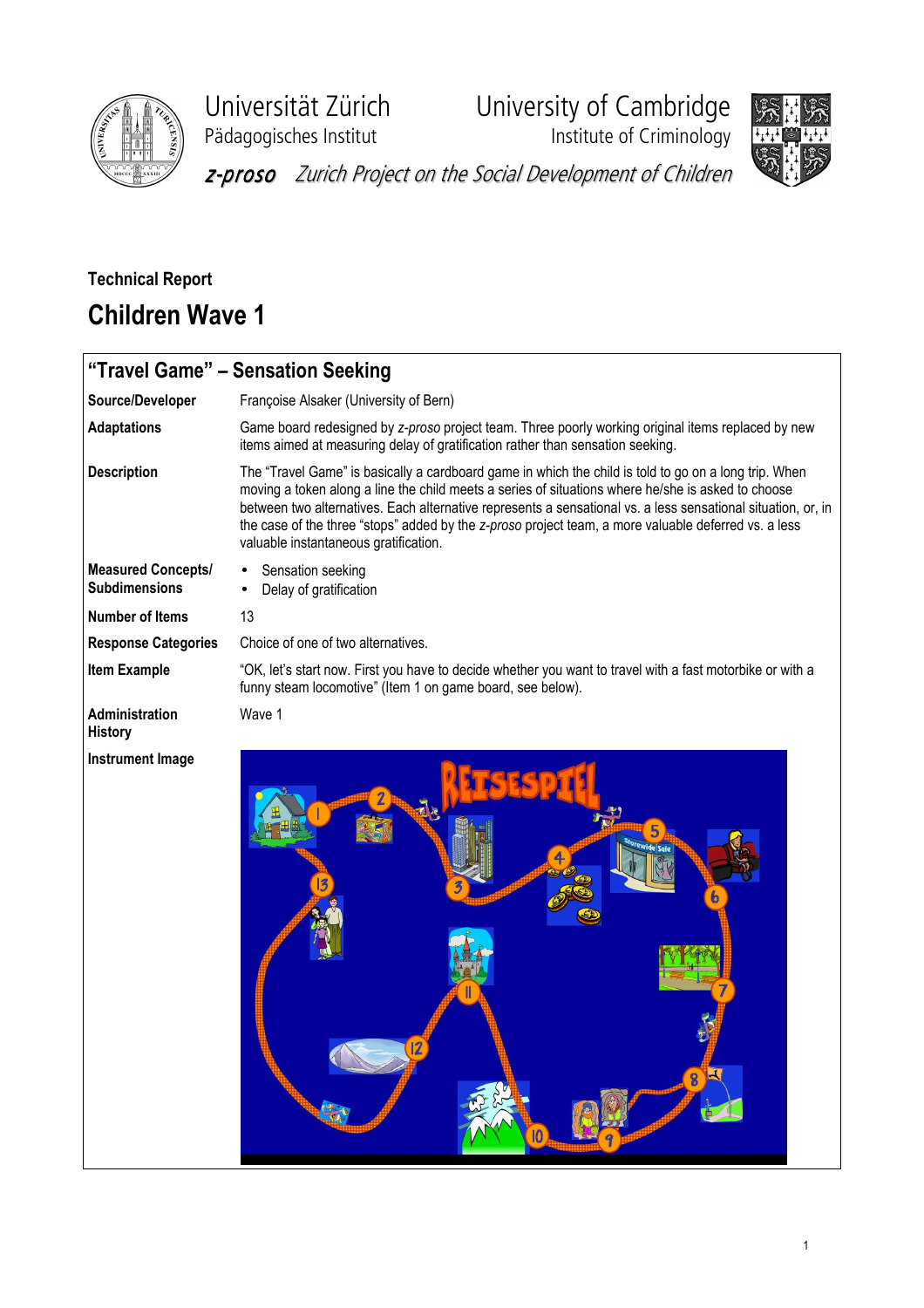Universität Zürich
Pädagogisches Institut

University of Cambridge
Institute of Criminology

*z-proso* *Zurich Project on the Social Development of Children*

**Technical Report**

# Children Wave 1

## "Travel Game" – Sensation Seeking

| | |
|---|---|
| **Source/Developer** | Françoise Alsaker (University of Bern) |
| **Adaptations** | Game board redesigned by *z-proso* project team. Three poorly working original items replaced by new items aimed at measuring delay of gratification rather than sensation seeking. |
| **Description** | The "Travel Game" is basically a cardboard game in which the child is told to go on a long trip. When moving a token along a line the child meets a series of situations where he/she is asked to choose between two alternatives. Each alternative represents a sensational vs. a less sensational situation, or, in the case of the three "stops" added by the *z-proso* project team, a more valuable deferred vs. a less valuable instantaneous gratification. |
| **Measured Concepts/ Subdimensions** | • Sensation seeking<br>• Delay of gratification |
| **Number of Items** | 13 |
| **Response Categories** | Choice of one of two alternatives. |
| **Item Example** | "OK, let's start now. First you have to decide whether you want to travel with a fast motorbike or with a funny steam locomotive" (Item 1 on game board, see below). |
| **Administration History** | Wave 1 |
| **Instrument Image** | |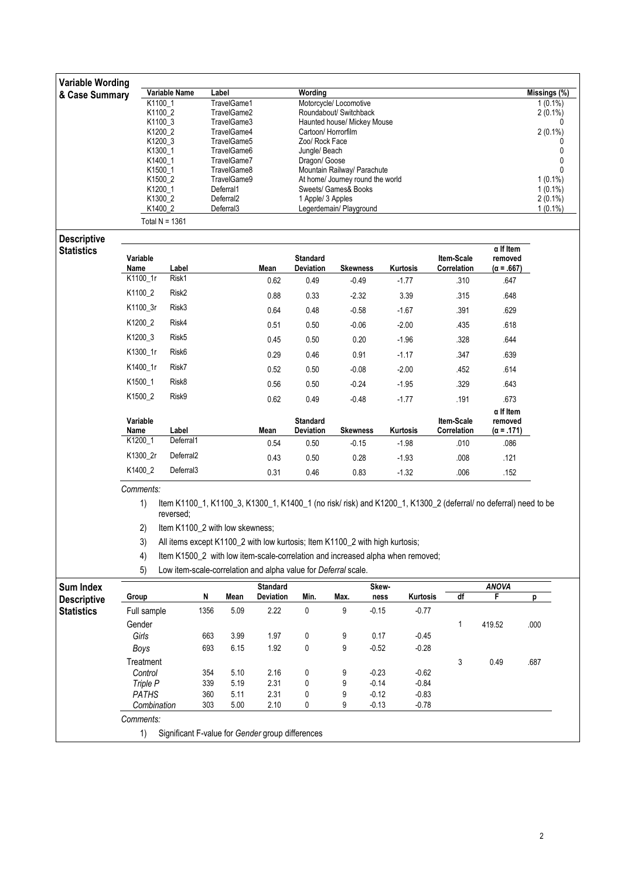## Variable Wording & Case Summary

| Variable Name | Label | Wording | Missings (%) |
|---|---|---|---|
| K1100_1 | TravelGame1 | Motorcycle/ Locomotive | 1 (0.1%) |
| K1100_2 | TravelGame2 | Roundabout/ Switchback | 2 (0.1%) |
| K1100_3 | TravelGame3 | Haunted house/ Mickey Mouse | 0 |
| K1200_2 | TravelGame4 | Cartoon/ Horrorfilm | 2 (0.1%) |
| K1200_3 | TravelGame5 | Zoo/ Rock Face | 0 |
| K1300_1 | TravelGame6 | Jungle/ Beach | 0 |
| K1400_1 | TravelGame7 | Dragon/ Goose | 0 |
| K1500_1 | TravelGame8 | Mountain Railway/ Parachute | 0 |
| K1500_2 | TravelGame9 | At home/ Journey round the world | 1 (0.1%) |
| K1200_1 | Deferral1 | Sweets/ Games& Books | 1 (0.1%) |
| K1300_2 | Deferral2 | 1 Apple/ 3 Apples | 2 (0.1%) |
| K1400_2 | Deferral3 | Legerdemain/ Playground | 1 (0.1%) |

Total N = 1361

## Descriptive Statistics

| Variable Name | Label | Mean | Standard Deviation | Skewness | Kurtosis | Item-Scale Correlation | α If Item removed (α = .667) |
|---|---|---|---|---|---|---|---|
| K1100_1r | Risk1 | 0.62 | 0.49 | -0.49 | -1.77 | .310 | .647 |
| K1100_2 | Risk2 | 0.88 | 0.33 | -2.32 | 3.39 | .315 | .648 |
| K1100_3r | Risk3 | 0.64 | 0.48 | -0.58 | -1.67 | .391 | .629 |
| K1200_2 | Risk4 | 0.51 | 0.50 | -0.06 | -2.00 | .435 | .618 |
| K1200_3 | Risk5 | 0.45 | 0.50 | 0.20 | -1.96 | .328 | .644 |
| K1300_1r | Risk6 | 0.29 | 0.46 | 0.91 | -1.17 | .347 | .639 |
| K1400_1r | Risk7 | 0.52 | 0.50 | -0.08 | -2.00 | .452 | .614 |
| K1500_1 | Risk8 | 0.56 | 0.50 | -0.24 | -1.95 | .329 | .643 |
| K1500_2 | Risk9 | 0.62 | 0.49 | -0.48 | -1.77 | .191 | .673 |

| Variable Name | Label | Mean | Standard Deviation | Skewness | Kurtosis | Item-Scale Correlation | α If Item removed (α = .171) |
|---|---|---|---|---|---|---|---|
| K1200_1 | Deferral1 | 0.54 | 0.50 | -0.15 | -1.98 | .010 | .086 |
| K1300_2r | Deferral2 | 0.43 | 0.50 | 0.28 | -1.93 | .008 | .121 |
| K1400_2 | Deferral3 | 0.31 | 0.46 | 0.83 | -1.32 | .006 | .152 |

*Comments:*

1) Item K1100_1, K1100_3, K1300_1, K1400_1 (no risk/ risk) and K1200_1, K1300_2 (deferral/ no deferral) need to be reversed;
2) Item K1100_2 with low skewness;
3) All items except K1100_2 with low kurtosis; Item K1100_2 with high kurtosis;
4) Item K1500_2 with low item-scale-correlation and increased alpha when removed;
5) Low item-scale-correlation and alpha value for *Deferral* scale.

## Sum Index Descriptive Statistics

| Group | N | Mean | Standard Deviation | Min. | Max. | Skewness | Kurtosis | ANOVA df | ANOVA F | ANOVA p |
|---|---|---|---|---|---|---|---|---|---|---|
| Full sample | 1356 | 5.09 | 2.22 | 0 | 9 | -0.15 | -0.77 | | | |
| Gender | | | | | | | | 1 | 419.52 | .000 |
| *Girls* | 663 | 3.99 | 1.97 | 0 | 9 | 0.17 | -0.45 | | | |
| *Boys* | 693 | 6.15 | 1.92 | 0 | 9 | -0.52 | -0.28 | | | |
| Treatment | | | | | | | | 3 | 0.49 | .687 |
| *Control* | 354 | 5.10 | 2.16 | 0 | 9 | -0.23 | -0.62 | | | |
| *Triple P* | 339 | 5.19 | 2.31 | 0 | 9 | -0.14 | -0.84 | | | |
| *PATHS* | 360 | 5.11 | 2.31 | 0 | 9 | -0.12 | -0.83 | | | |
| *Combination* | 303 | 5.00 | 2.10 | 0 | 9 | -0.13 | -0.78 | | | |

*Comments:*

1) Significant F-value for *Gender* group differences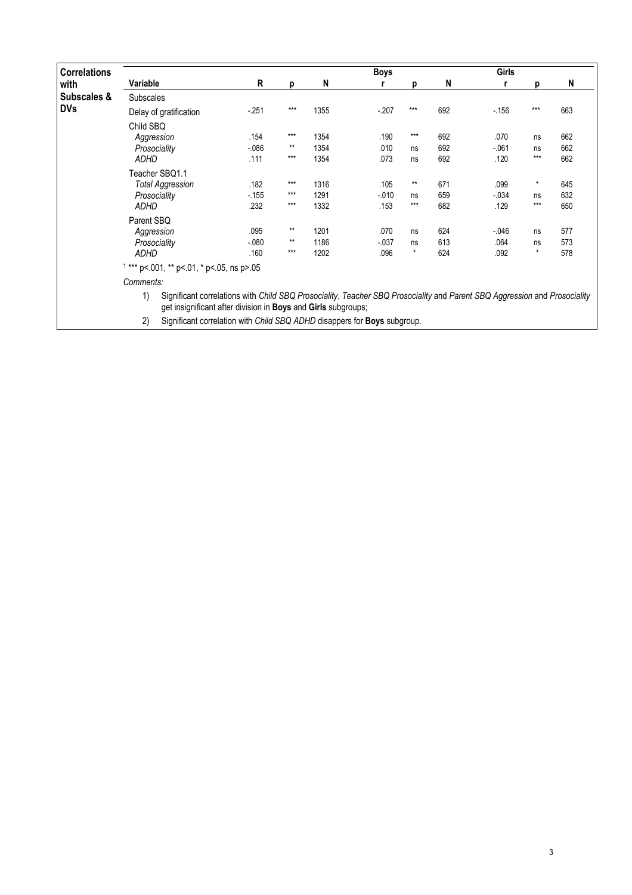| Correlations with Subscales & DVs | Variable | R | p | N | Boys r | p | N | Girls r | p | N |
|---|---|---|---|---|---|---|---|---|---|---|
| | Subscales | | | | | | | | | |
| | Delay of gratification | -.251 | *** | 1355 | -.207 | *** | 692 | -.156 | *** | 663 |
| | Child SBQ | | | | | | | | | |
| | *Aggression* | .154 | *** | 1354 | .190 | *** | 692 | .070 | ns | 662 |
| | *Prosociality* | -.086 | ** | 1354 | .010 | ns | 692 | -.061 | ns | 662 |
| | *ADHD* | .111 | *** | 1354 | .073 | ns | 692 | .120 | *** | 662 |
| | Teacher SBQ1.1 | | | | | | | | | |
| | *Total Aggression* | .182 | *** | 1316 | .105 | ** | 671 | .099 | * | 645 |
| | *Prosociality* | -.155 | *** | 1291 | -.010 | ns | 659 | -.034 | ns | 632 |
| | *ADHD* | .232 | *** | 1332 | .153 | *** | 682 | .129 | *** | 650 |
| | Parent SBQ | | | | | | | | | |
| | *Aggression* | .095 | ** | 1201 | .070 | ns | 624 | -.046 | ns | 577 |
| | *Prosociality* | -.080 | ** | 1186 | -.037 | ns | 613 | .064 | ns | 573 |
| | *ADHD* | .160 | *** | 1202 | .096 | * | 624 | .092 | * | 578 |

[1] *** p<.001, ** p<.01, * p<.05, ns p>.05

*Comments:*

1) Significant correlations with *Child SBQ Prosociality*, *Teacher SBQ Prosociality* and *Parent SBQ Aggression* and *Prosociality* get insignificant after division in **Boys** and **Girls** subgroups;
2) Significant correlation with *Child SBQ ADHD* disappers for **Boys** subgroup.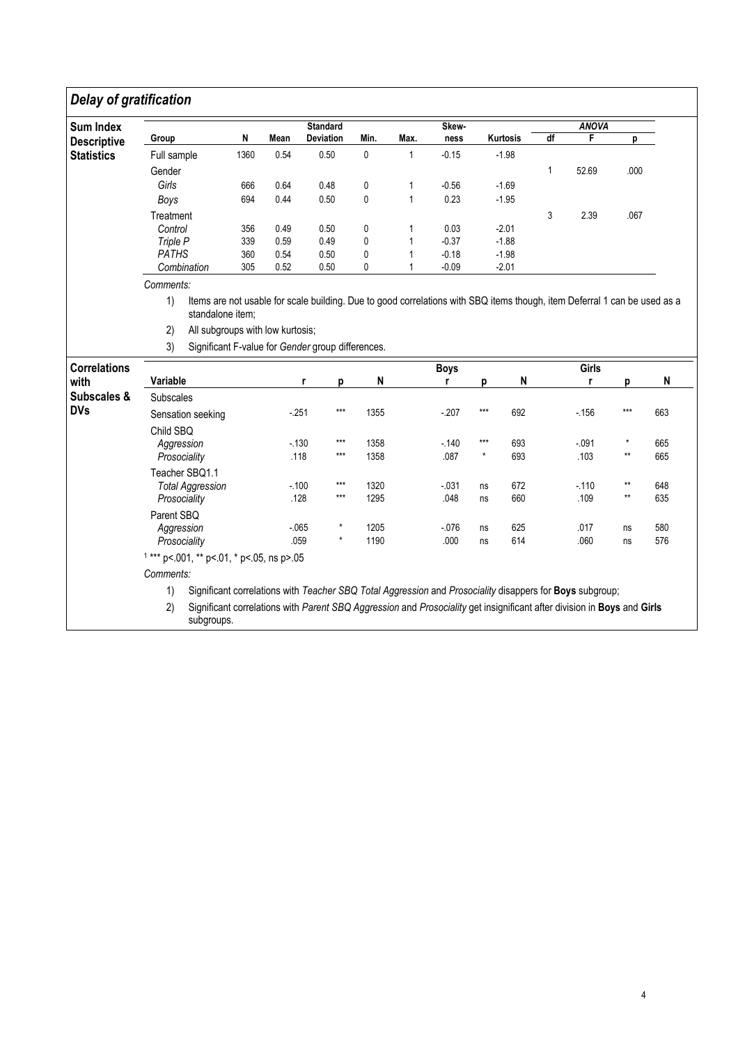## *Delay of gratification*

### Sum Index Descriptive Statistics

| Group | N | Mean | Standard Deviation | Min. | Max. | Skew-ness | Kurtosis | ANOVA df | ANOVA F | ANOVA p |
|---|---|---|---|---|---|---|---|---|---|---|
| Full sample | 1360 | 0.54 | 0.50 | 0 | 1 | -0.15 | -1.98 | | | |
| Gender | | | | | | | | 1 | 52.69 | .000 |
| *Girls* | 666 | 0.64 | 0.48 | 0 | 1 | -0.56 | -1.69 | | | |
| *Boys* | 694 | 0.44 | 0.50 | 0 | 1 | 0.23 | -1.95 | | | |
| Treatment | | | | | | | | 3 | 2.39 | .067 |
| *Control* | 356 | 0.49 | 0.50 | 0 | 1 | 0.03 | -2.01 | | | |
| *Triple P* | 339 | 0.59 | 0.49 | 0 | 1 | -0.37 | -1.88 | | | |
| *PATHS* | 360 | 0.54 | 0.50 | 0 | 1 | -0.18 | -1.98 | | | |
| *Combination* | 305 | 0.52 | 0.50 | 0 | 1 | -0.09 | -2.01 | | | |

*Comments:*

1) Items are not usable for scale building. Due to good correlations with SBQ items though, item Deferral 1 can be used as a standalone item;
2) All subgroups with low kurtosis;
3) Significant F-value for *Gender* group differences.

### Correlations with Subscales & DVs

| Variable | r | p | N | Boys r | Boys p | Boys N | Girls r | Girls p | Girls N |
|---|---|---|---|---|---|---|---|---|---|
| Subscales | | | | | | | | | |
| Sensation seeking | -.251 | *** | 1355 | -.207 | *** | 692 | -.156 | *** | 663 |
| Child SBQ | | | | | | | | | |
| *Aggression* | -.130 | *** | 1358 | -.140 | *** | 693 | -.091 | * | 665 |
| *Prosociality* | .118 | *** | 1358 | .087 | * | 693 | .103 | ** | 665 |
| Teacher SBQ1.1 | | | | | | | | | |
| *Total Aggression* | -.100 | *** | 1320 | -.031 | ns | 672 | -.110 | ** | 648 |
| *Prosociality* | .128 | *** | 1295 | .048 | ns | 660 | .109 | ** | 635 |
| Parent SBQ | | | | | | | | | |
| *Aggression* | -.065 | * | 1205 | -.076 | ns | 625 | .017 | ns | 580 |
| *Prosociality* | .059 | * | 1190 | .000 | ns | 614 | .060 | ns | 576 |

[1] *** p<.001, ** p<.01, * p<.05, ns p>.05

*Comments:*

1) Significant correlations with *Teacher SBQ Total Aggression* and *Prosociality* disappers for **Boys** subgroup;
2) Significant correlations with *Parent SBQ Aggression* and *Prosociality* get insignificant after division in **Boys** and **Girls** subgroups.